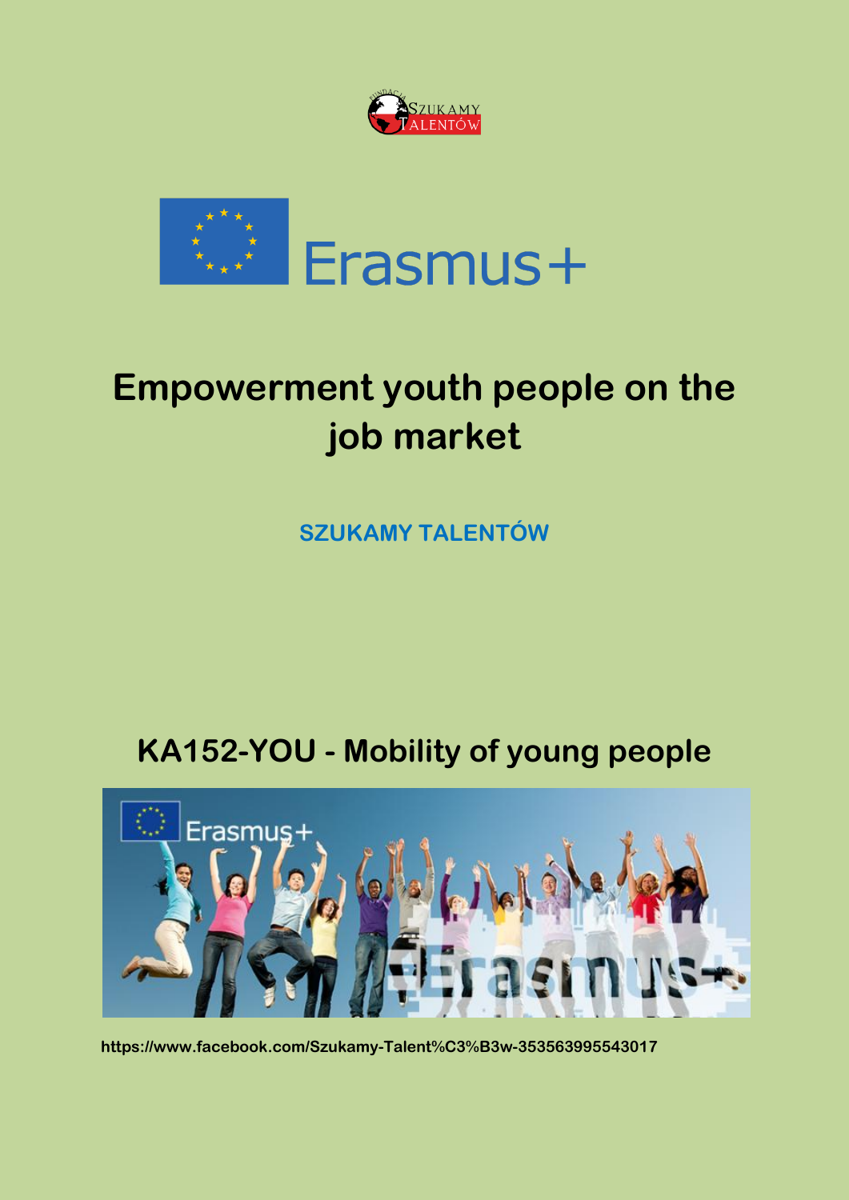# Empowerment youth people on the job market

**SZUKAMY TALENTÓW**

## KA152-YOU - Mobility of young people

https://www.facebook.com/Szukamy-Talent%C3%B3w-353563995543017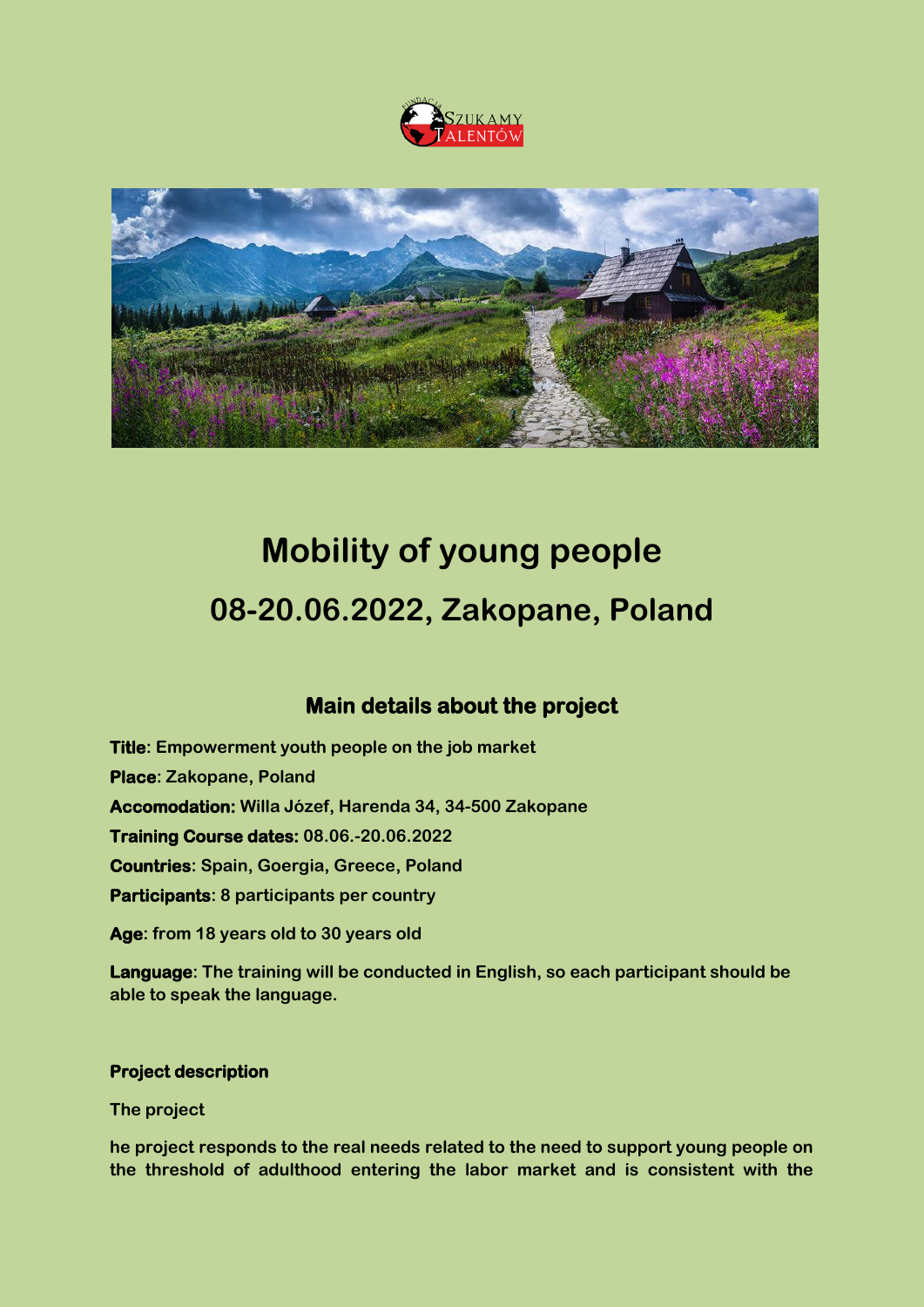# Mobility of young people

# 08-20.06.2022, Zakopane, Poland

## Main details about the project

**Title**: Empowerment youth people on the job market

**Place**: Zakopane, Poland

**Accomodation:** Willa Józef, Harenda 34, 34-500 Zakopane

**Training Course dates:** 08.06.-20.06.2022

**Countries**: Spain, Goergia, Greece, Poland

**Participants**: 8 participants per country

**Age**: from 18 years old to 30 years old

**Language**: The training will be conducted in English, so each participant should be able to speak the language.

**Project description**

The project

he project responds to the real needs related to the need to support young people on the threshold of adulthood entering the labor market and is consistent with the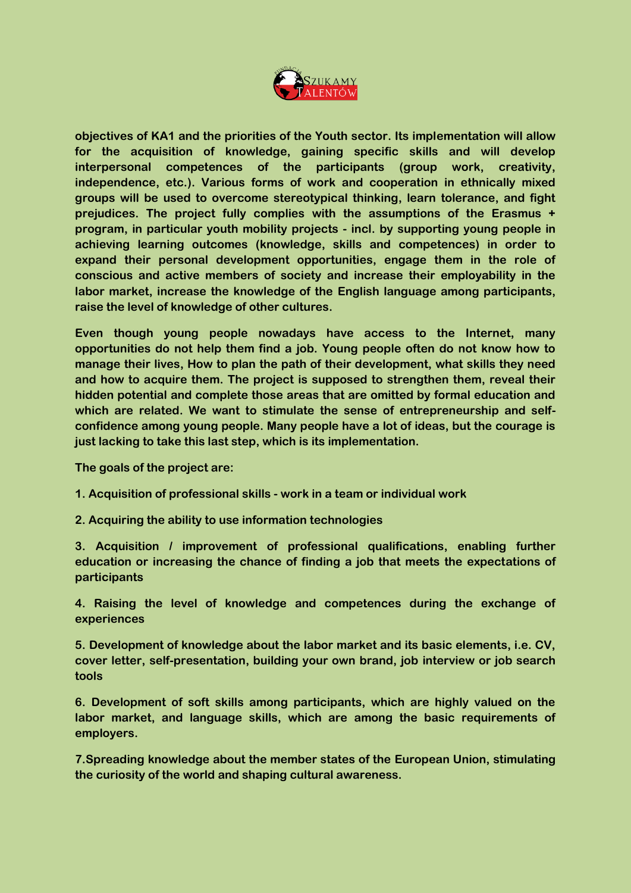**objectives of KA1 and the priorities of the Youth sector. Its implementation will allow for the acquisition of knowledge, gaining specific skills and will develop interpersonal competences of the participants (group work, creativity, independence, etc.). Various forms of work and cooperation in ethnically mixed groups will be used to overcome stereotypical thinking, learn tolerance, and fight prejudices. The project fully complies with the assumptions of the Erasmus + program, in particular youth mobility projects - incl. by supporting young people in achieving learning outcomes (knowledge, skills and competences) in order to expand their personal development opportunities, engage them in the role of conscious and active members of society and increase their employability in the labor market, increase the knowledge of the English language among participants, raise the level of knowledge of other cultures.**

**Even though young people nowadays have access to the Internet, many opportunities do not help them find a job. Young people often do not know how to manage their lives, How to plan the path of their development, what skills they need and how to acquire them. The project is supposed to strengthen them, reveal their hidden potential and complete those areas that are omitted by formal education and which are related. We want to stimulate the sense of entrepreneurship and self-confidence among young people. Many people have a lot of ideas, but the courage is just lacking to take this last step, which is its implementation.**

**The goals of the project are:**

**1. Acquisition of professional skills - work in a team or individual work**

**2. Acquiring the ability to use information technologies**

**3. Acquisition / improvement of professional qualifications, enabling further education or increasing the chance of finding a job that meets the expectations of participants**

**4. Raising the level of knowledge and competences during the exchange of experiences**

**5. Development of knowledge about the labor market and its basic elements, i.e. CV, cover letter, self-presentation, building your own brand, job interview or job search tools**

**6. Development of soft skills among participants, which are highly valued on the labor market, and language skills, which are among the basic requirements of employers.**

**7.Spreading knowledge about the member states of the European Union, stimulating the curiosity of the world and shaping cultural awareness.**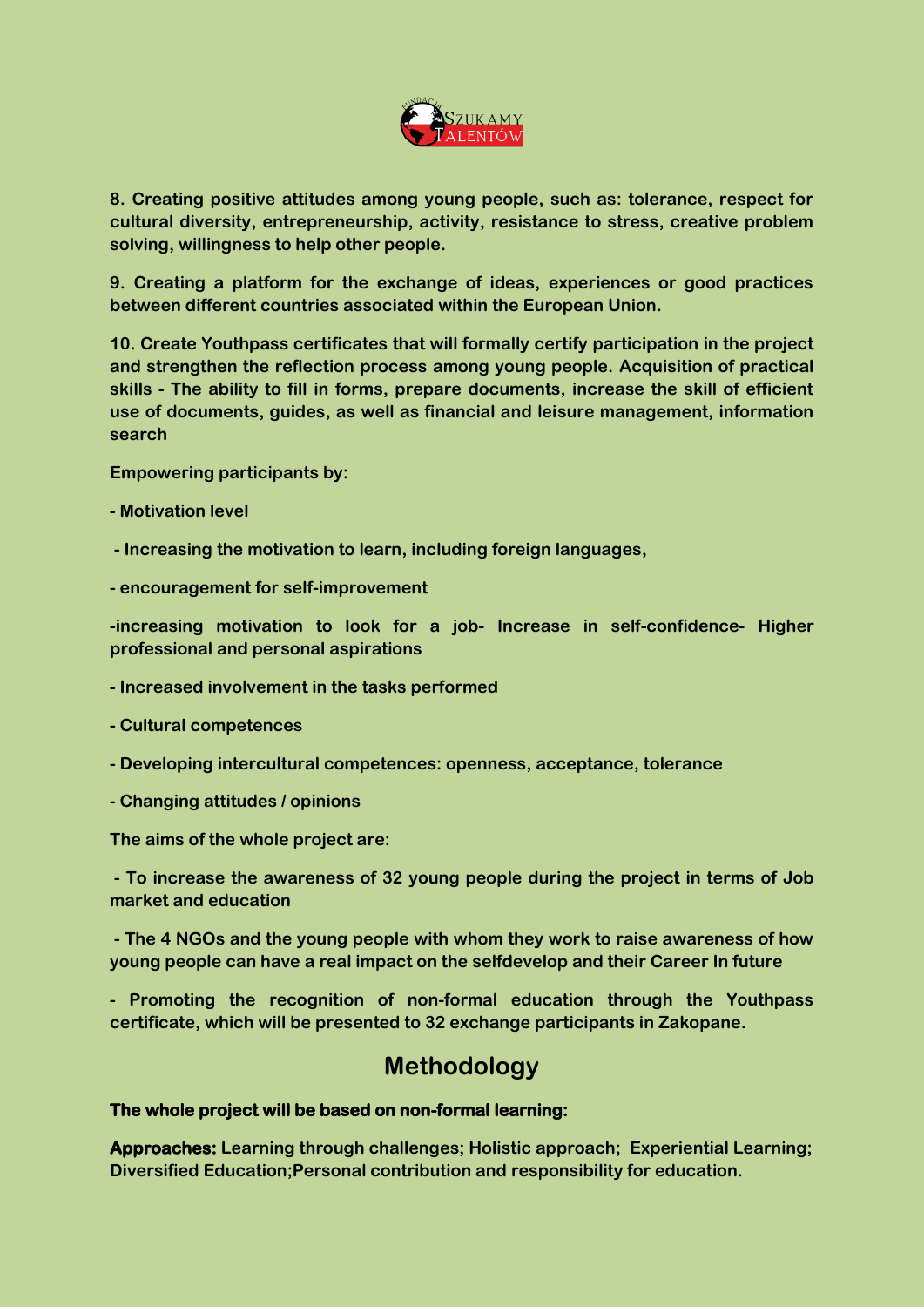**8. Creating positive attitudes among young people, such as: tolerance, respect for cultural diversity, entrepreneurship, activity, resistance to stress, creative problem solving, willingness to help other people.**

**9. Creating a platform for the exchange of ideas, experiences or good practices between different countries associated within the European Union.**

**10. Create Youthpass certificates that will formally certify participation in the project and strengthen the reflection process among young people. Acquisition of practical skills - The ability to fill in forms, prepare documents, increase the skill of efficient use of documents, guides, as well as financial and leisure management, information search**

**Empowering participants by:**

**- Motivation level**

**- Increasing the motivation to learn, including foreign languages,**

**- encouragement for self-improvement**

**-increasing motivation to look for a job- Increase in self-confidence- Higher professional and personal aspirations**

**- Increased involvement in the tasks performed**

**- Cultural competences**

**- Developing intercultural competences: openness, acceptance, tolerance**

**- Changing attitudes / opinions**

**The aims of the whole project are:**

**- To increase the awareness of 32 young people during the project in terms of Job market and education**

**- The 4 NGOs and the young people with whom they work to raise awareness of how young people can have a real impact on the selfdevelop and their Career In future**

**- Promoting the recognition of non-formal education through the Youthpass certificate, which will be presented to 32 exchange participants in Zakopane.**

## Methodology

**The whole project will be based on non-formal learning:**

**Approaches: Learning through challenges; Holistic approach; Experiential Learning; Diversified Education;Personal contribution and responsibility for education.**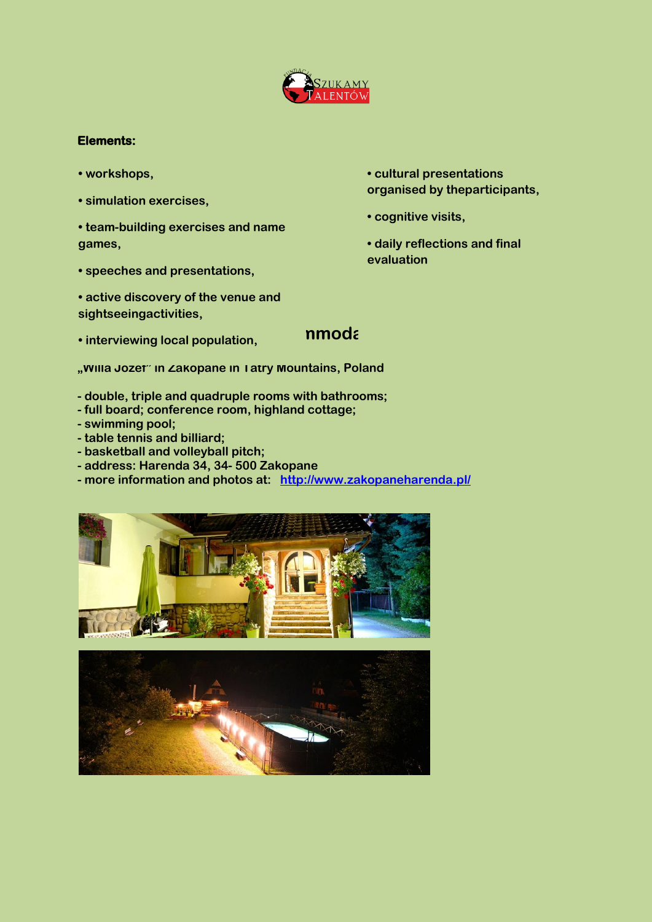**Elements:**

- workshops,
- simulation exercises,
- team-building exercises and name games,
- speeches and presentations,
- active discovery of the venue and sightseeingactivities,
- interviewing local population,
- cultural presentations organised by theparticipants,
- cognitive visits,
- daily reflections and final evaluation

**nmoda**

**„Willa Józef" in Zakopane in Tatry Mountains, Poland**

- double, triple and quadruple rooms with bathrooms;
- full board; conference room, highland cottage;
- swimming pool;
- table tennis and billiard;
- basketball and volleyball pitch;
- address: Harenda 34, 34- 500 Zakopane
- more information and photos at: [http://www.zakopaneharenda.pl/](http://www.zakopaneharenda.pl/)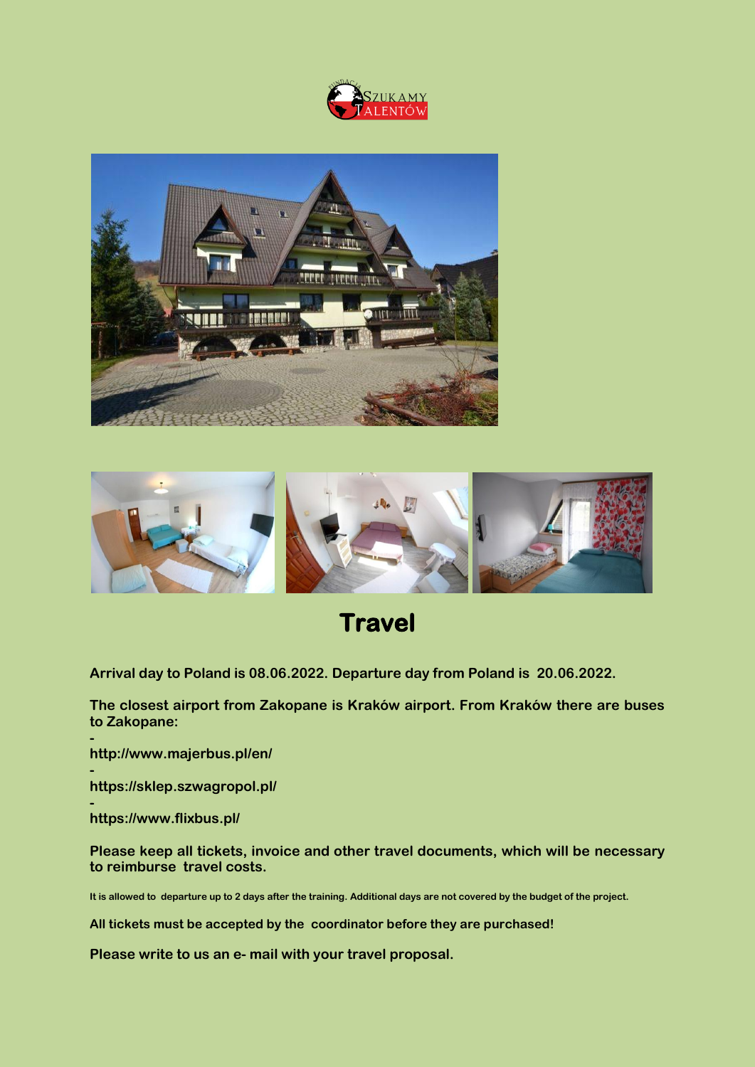# Travel

**Arrival day to Poland is 08.06.2022. Departure day from Poland is 20.06.2022.**

**The closest airport from Zakopane is Kraków airport. From Kraków there are buses to Zakopane:**

- **http://www.majerbus.pl/en/**
- **https://sklep.szwagropol.pl/**
- **https://www.flixbus.pl/**

**Please keep all tickets, invoice and other travel documents, which will be necessary to reimburse travel costs.**

**It is allowed to departure up to 2 days after the training. Additional days are not covered by the budget of the project.**

**All tickets must be accepted by the coordinator before they are purchased!**

**Please write to us an e- mail with your travel proposal.**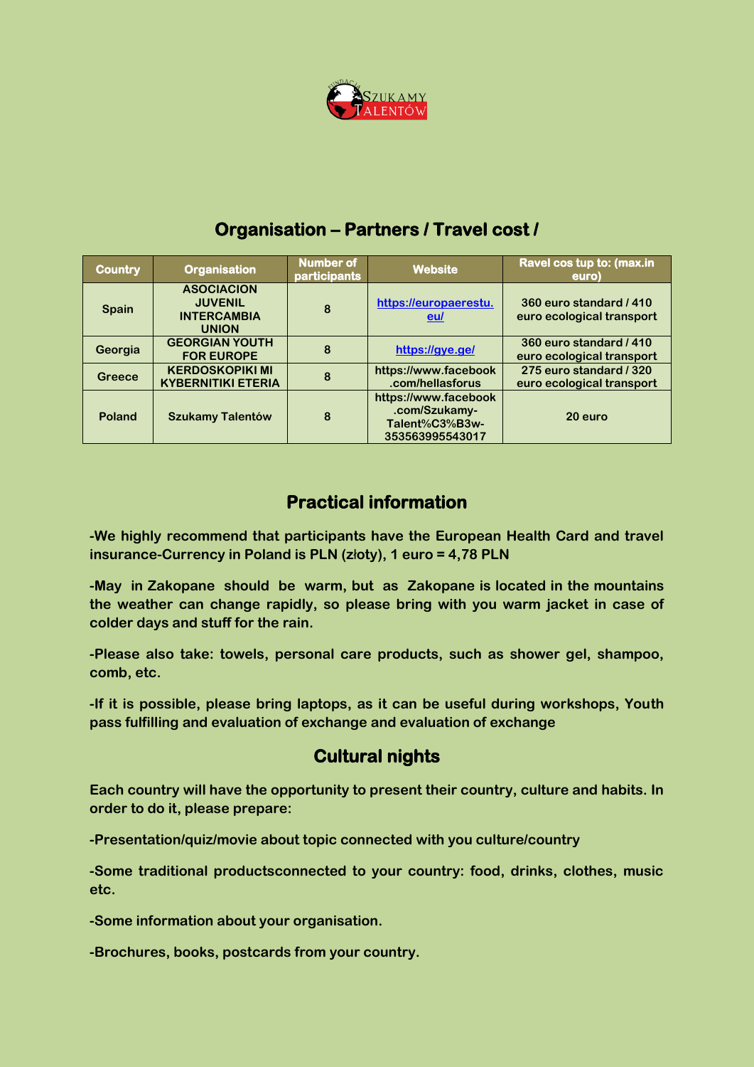## Organisation – Partners / Travel cost /

| Country | Organisation | Number of participants | Website | Ravel cos tup to: (max.in euro) |
| --- | --- | --- | --- | --- |
| Spain | ASOCIACION JUVENIL INTERCAMBIA UNION | 8 | https://europaerestu.eu/ | 360 euro standard / 410 euro ecological transport |
| Georgia | GEORGIAN YOUTH FOR EUROPE | 8 | https://gye.ge/ | 360 euro standard / 410 euro ecological transport |
| Greece | KERDOSKOPIKI MI KYBERNITIKI ETERIA | 8 | https://www.facebook.com/hellasforus | 275 euro standard / 320 euro ecological transport |
| Poland | Szukamy Talentów | 8 | https://www.facebook.com/Szukamy-Talent%C3%B3w-353563995543017 | 20 euro |

## Practical information

**-We highly recommend that participants have the European Health Card and travel insurance-Currency in Poland is PLN (złoty), 1 euro = 4,78 PLN**

**-May in Zakopane should be warm, but as Zakopane is located in the mountains the weather can change rapidly, so please bring with you warm jacket in case of colder days and stuff for the rain.**

**-Please also take: towels, personal care products, such as shower gel, shampoo, comb, etc.**

**-If it is possible, please bring laptops, as it can be useful during workshops, Youth pass fulfilling and evaluation of exchange and evaluation of exchange**

## Cultural nights

**Each country will have the opportunity to present their country, culture and habits. In order to do it, please prepare:**

**-Presentation/quiz/movie about topic connected with you culture/country**

**-Some traditional productsconnected to your country: food, drinks, clothes, music etc.**

**-Some information about your organisation.**

**-Brochures, books, postcards from your country.**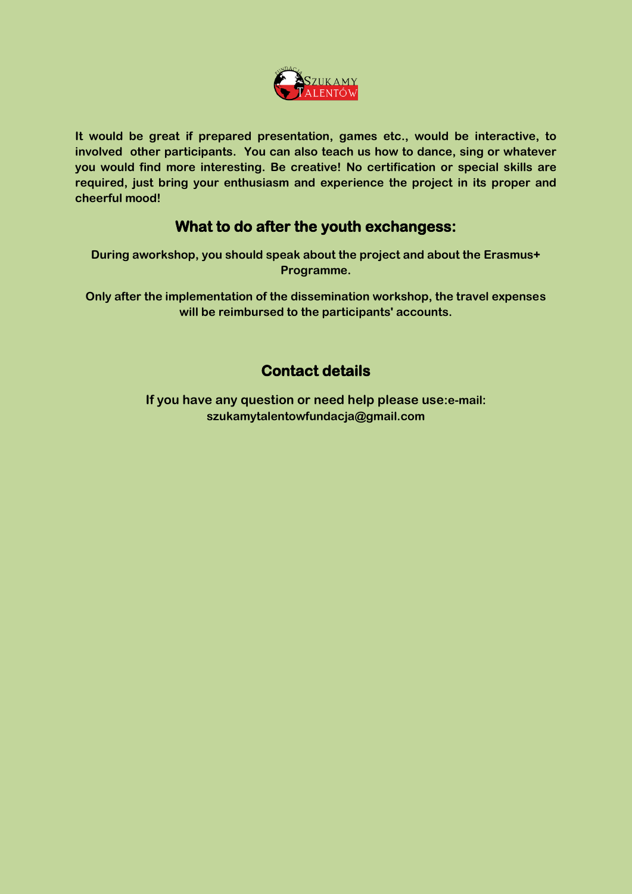**It would be great if prepared presentation, games etc., would be interactive, to involved other participants. You can also teach us how to dance, sing or whatever you would find more interesting. Be creative! No certification or special skills are required, just bring your enthusiasm and experience the project in its proper and cheerful mood!**

## What to do after the youth exchangess:

**During aworkshop, you should speak about the project and about the Erasmus+ Programme.**

**Only after the implementation of the dissemination workshop, the travel expenses will be reimbursed to the participants' accounts.**

## Contact details

**If you have any question or need help please use:e-mail: szukamytalentowfundacja@gmail.com**